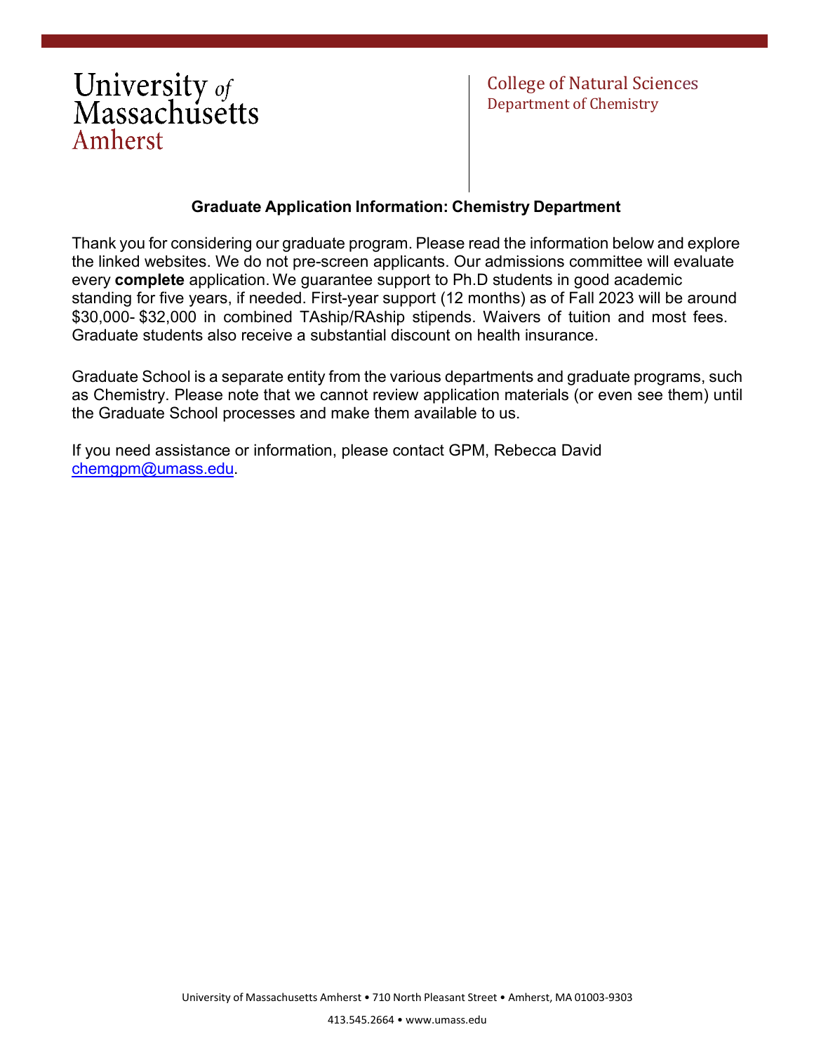University *of* Massachusetts
Amherst

College of Natural Sciences
Department of Chemistry

## Graduate Application Information: Chemistry Department

Thank you for considering our graduate program. Please read the information below and explore the linked websites. We do not pre-screen applicants. Our admissions committee will evaluate every **complete** application. We guarantee support to Ph.D students in good academic standing for five years, if needed. First-year support (12 months) as of Fall 2023 will be around $30,000- $32,000 in combined TAship/RAship stipends. Waivers of tuition and most fees. Graduate students also receive a substantial discount on health insurance.

Graduate School is a separate entity from the various departments and graduate programs, such as Chemistry. Please note that we cannot review application materials (or even see them) until the Graduate School processes and make them available to us.

If you need assistance or information, please contact GPM, Rebecca David [chemgpm@umass.edu](mailto:chemgpm@umass.edu).

University of Massachusetts Amherst • 710 North Pleasant Street • Amherst, MA 01003-9303

413.545.2664 • www.umass.edu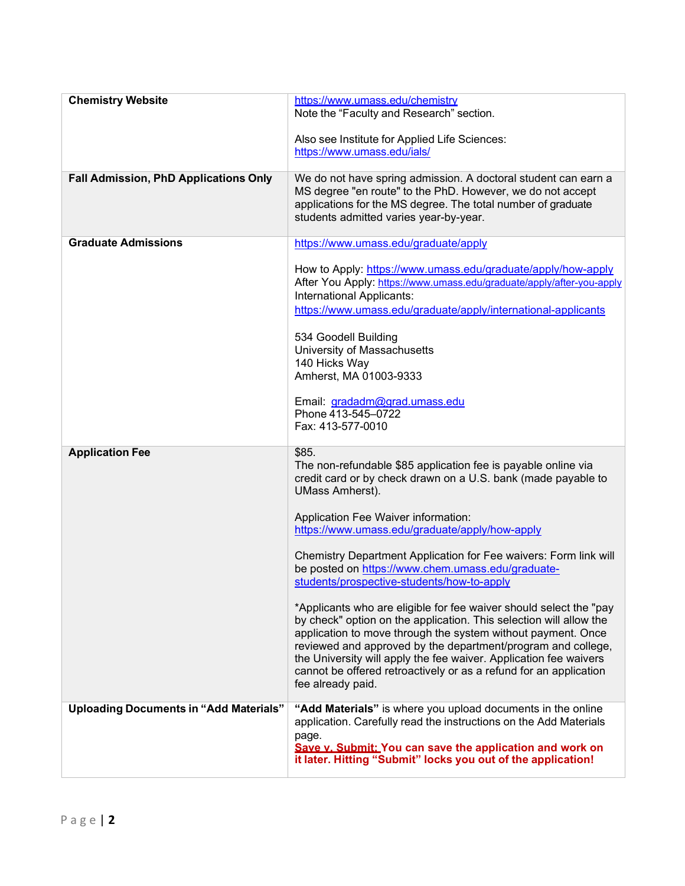| | |
|---|---|
| **Chemistry Website** | https://www.umass.edu/chemistry<br>Note the "Faculty and Research" section.<br><br>Also see Institute for Applied Life Sciences:<br>https://www.umass.edu/ials/ |
| **Fall Admission, PhD Applications Only** | We do not have spring admission. A doctoral student can earn a MS degree "en route" to the PhD. However, we do not accept applications for the MS degree. The total number of graduate students admitted varies year-by-year. |
| **Graduate Admissions** | https://www.umass.edu/graduate/apply<br><br>How to Apply: https://www.umass.edu/graduate/apply/how-apply<br>After You Apply: https://www.umass.edu/graduate/apply/after-you-apply<br>International Applicants:<br>https://www.umass.edu/graduate/apply/international-applicants<br><br>534 Goodell Building<br>University of Massachusetts<br>140 Hicks Way<br>Amherst, MA 01003-9333<br><br>Email: gradadm@grad.umass.edu<br>Phone 413-545–0722<br>Fax: 413-577-0010 |
| **Application Fee** | $85.<br>The non-refundable $85 application fee is payable online via credit card or by check drawn on a U.S. bank (made payable to UMass Amherst).<br><br>Application Fee Waiver information:<br>https://www.umass.edu/graduate/apply/how-apply<br><br>Chemistry Department Application for Fee waivers: Form link will be posted on https://www.chem.umass.edu/graduate-students/prospective-students/how-to-apply<br><br>*Applicants who are eligible for fee waiver should select the "pay by check" option on the application. This selection will allow the application to move through the system without payment. Once reviewed and approved by the department/program and college, the University will apply the fee waiver. Application fee waivers cannot be offered retroactively or as a refund for an application fee already paid. |
| **Uploading Documents in "Add Materials"** | **"Add Materials"** is where you upload documents in the online application. Carefully read the instructions on the Add Materials page.<br>**Save v. Submit: You can save the application and work on it later. Hitting "Submit" locks you out of the application!** |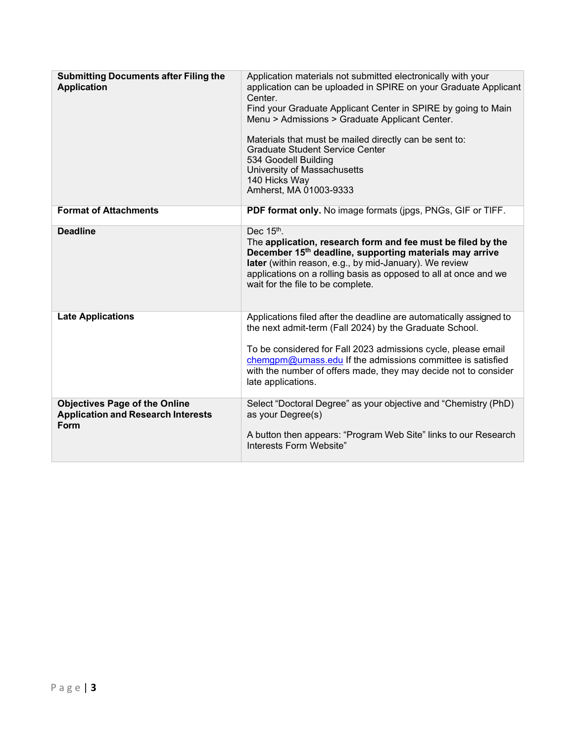| | |
|---|---|
| **Submitting Documents after Filing the Application** | Application materials not submitted electronically with your application can be uploaded in SPIRE on your Graduate Applicant Center.<br>Find your Graduate Applicant Center in SPIRE by going to Main Menu > Admissions > Graduate Applicant Center.<br><br>Materials that must be mailed directly can be sent to:<br>Graduate Student Service Center<br>534 Goodell Building<br>University of Massachusetts<br>140 Hicks Way<br>Amherst, MA 01003-9333 |
| **Format of Attachments** | **PDF format only.** No image formats (jpgs, PNGs, GIF or TIFF. |
| **Deadline** | Dec 15th.<br>The **application, research form and fee must be filed by the December 15th deadline, supporting materials may arrive later** (within reason, e.g., by mid-January). We review applications on a rolling basis as opposed to all at once and we wait for the file to be complete. |
| **Late Applications** | Applications filed after the deadline are automatically assigned to the next admit-term (Fall 2024) by the Graduate School.<br><br>To be considered for Fall 2023 admissions cycle, please email chemgpm@umass.edu If the admissions committee is satisfied with the number of offers made, they may decide not to consider late applications. |
| **Objectives Page of the Online Application and Research Interests Form** | Select "Doctoral Degree" as your objective and "Chemistry (PhD) as your Degree(s)<br><br>A button then appears: "Program Web Site" links to our Research Interests Form Website" |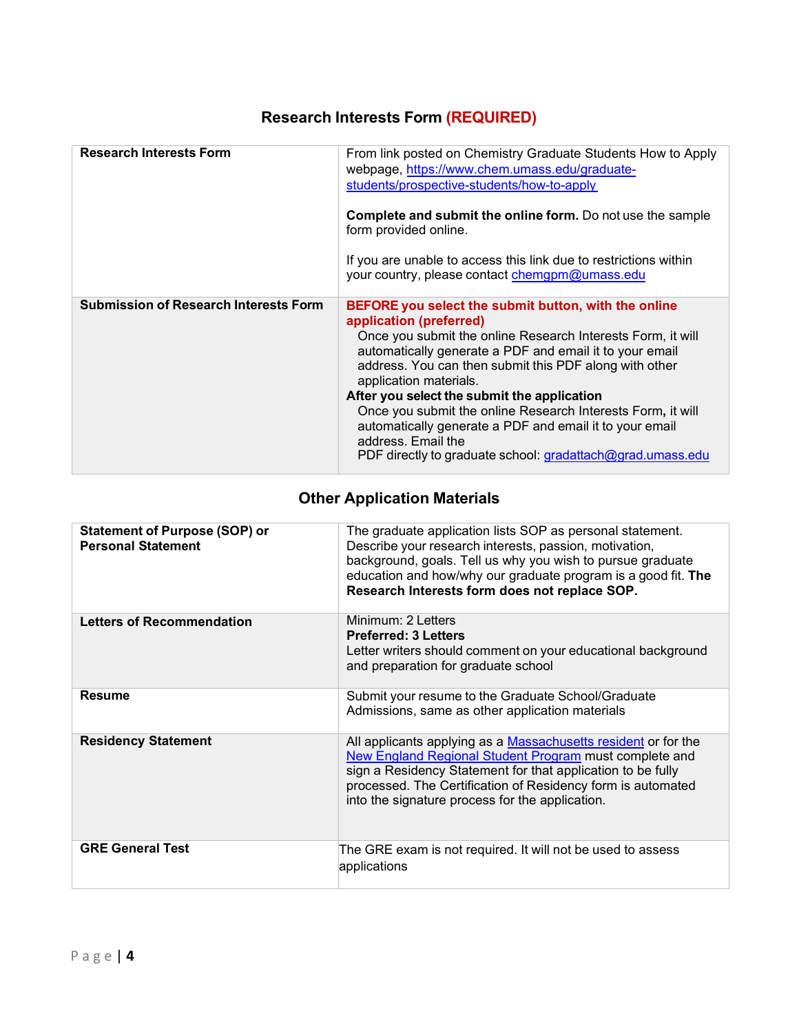## Research Interests Form **(REQUIRED)**

| | |
|---|---|
| **Research Interests Form** | From link posted on Chemistry Graduate Students How to Apply webpage, https://www.chem.umass.edu/graduate-students/prospective-students/how-to-apply<br><br>**Complete and submit the online form.** Do not use the sample form provided online.<br><br>If you are unable to access this link due to restrictions within your country, please contact chemgpm@umass.edu |
| **Submission of Research Interests Form** | **BEFORE you select the submit button, with the online application (preferred)**<br>Once you submit the online Research Interests Form, it will automatically generate a PDF and email it to your email address. You can then submit this PDF along with other application materials.<br>**After you select the submit the application**<br>Once you submit the online Research Interests Form**,** it will automatically generate a PDF and email it to your email address. Email the PDF directly to graduate school: gradattach@grad.umass.edu |

## Other Application Materials

| | |
|---|---|
| **Statement of Purpose (SOP) or Personal Statement** | The graduate application lists SOP as personal statement. Describe your research interests, passion, motivation, background, goals. Tell us why you wish to pursue graduate education and how/why our graduate program is a good fit. **The Research Interests form does not replace SOP.** |
| **Letters of Recommendation** | Minimum: 2 Letters<br>**Preferred: 3 Letters**<br>Letter writers should comment on your educational background and preparation for graduate school |
| **Resume** | Submit your resume to the Graduate School/Graduate Admissions, same as other application materials |
| **Residency Statement** | All applicants applying as a Massachusetts resident or for the New England Regional Student Program must complete and sign a Residency Statement for that application to be fully processed. The Certification of Residency form is automated into the signature process for the application. |
| **GRE General Test** | The GRE exam is not required. It will not be used to assess applications |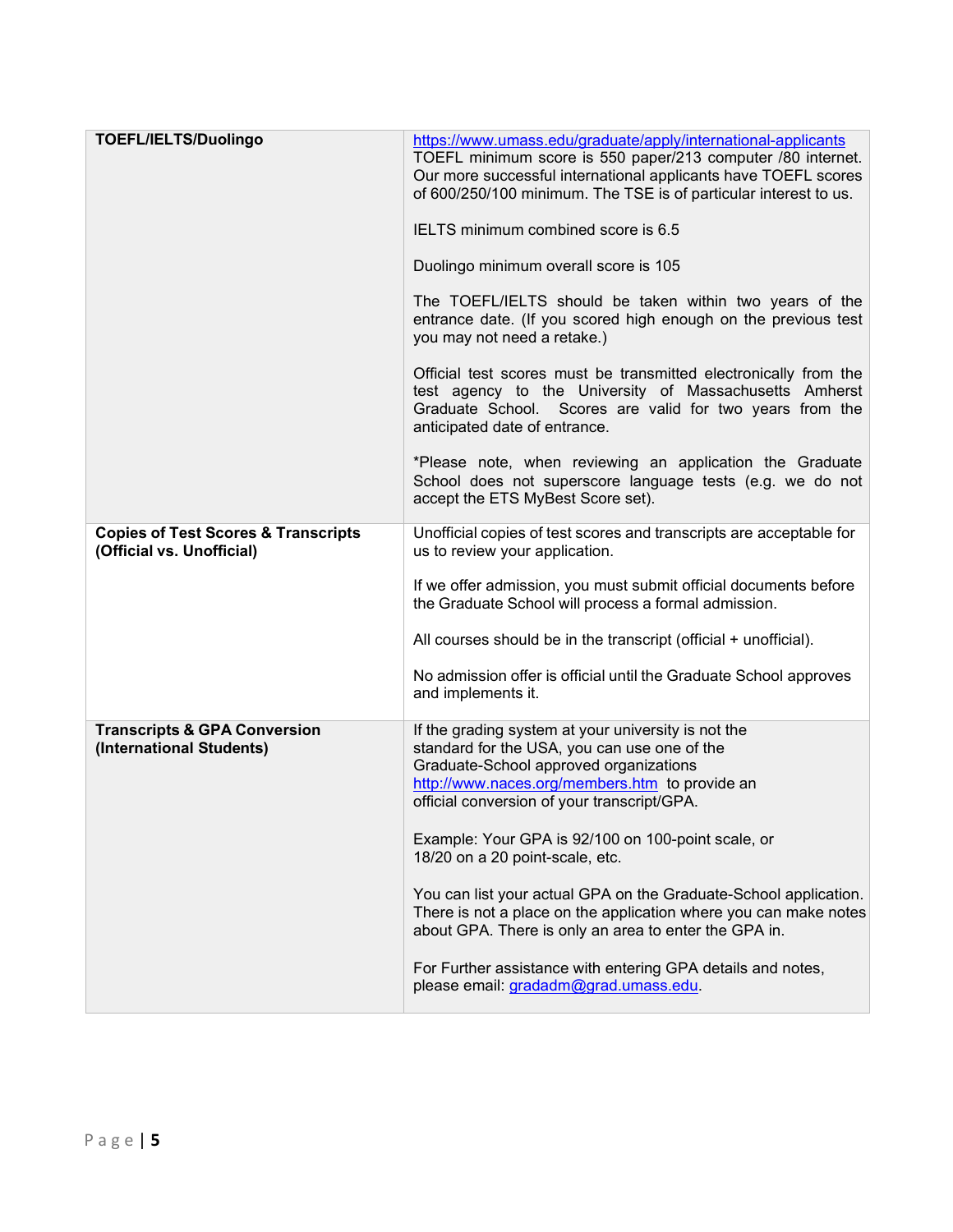| | |
|---|---|
| **TOEFL/IELTS/Duolingo** | https://www.umass.edu/graduate/apply/international-applicants<br>TOEFL minimum score is 550 paper/213 computer /80 internet. Our more successful international applicants have TOEFL scores of 600/250/100 minimum. The TSE is of particular interest to us.<br><br>IELTS minimum combined score is 6.5<br><br>Duolingo minimum overall score is 105<br><br>The TOEFL/IELTS should be taken within two years of the entrance date. (If you scored high enough on the previous test you may not need a retake.)<br><br>Official test scores must be transmitted electronically from the test agency to the University of Massachusetts Amherst Graduate School. Scores are valid for two years from the anticipated date of entrance.<br><br>*Please note, when reviewing an application the Graduate School does not superscore language tests (e.g. we do not accept the ETS MyBest Score set). |
| **Copies of Test Scores & Transcripts (Official vs. Unofficial)** | Unofficial copies of test scores and transcripts are acceptable for us to review your application.<br><br>If we offer admission, you must submit official documents before the Graduate School will process a formal admission.<br><br>All courses should be in the transcript (official + unofficial).<br><br>No admission offer is official until the Graduate School approves and implements it. |
| **Transcripts & GPA Conversion (International Students)** | If the grading system at your university is not the standard for the USA, you can use one of the Graduate-School approved organizations http://www.naces.org/members.htm to provide an official conversion of your transcript/GPA.<br><br>Example: Your GPA is 92/100 on 100-point scale, or 18/20 on a 20 point-scale, etc.<br><br>You can list your actual GPA on the Graduate-School application. There is not a place on the application where you can make notes about GPA. There is only an area to enter the GPA in.<br><br>For Further assistance with entering GPA details and notes, please email: gradadm@grad.umass.edu. |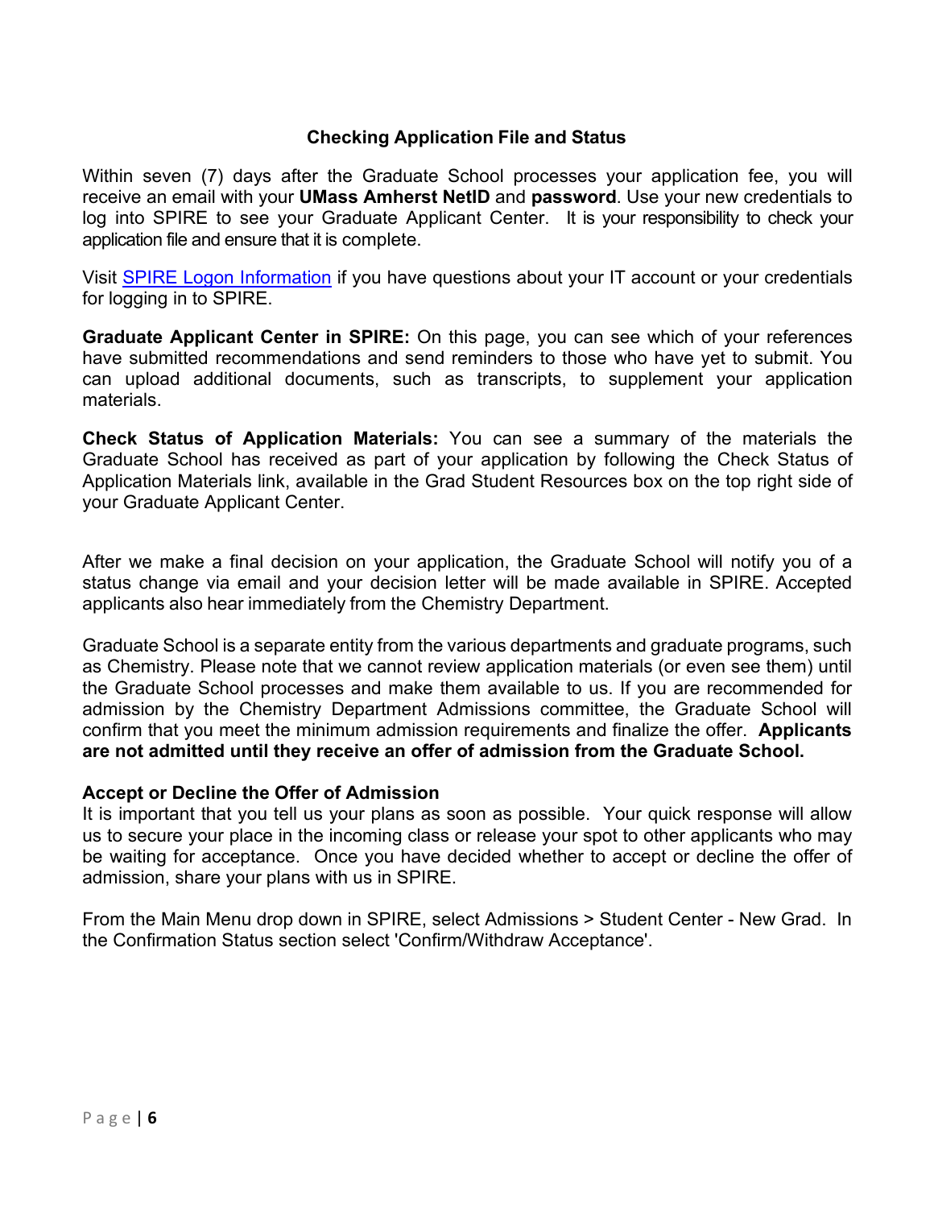## Checking Application File and Status

Within seven (7) days after the Graduate School processes your application fee, you will receive an email with your **UMass Amherst NetID** and **password**. Use your new credentials to log into SPIRE to see your Graduate Applicant Center. It is your responsibility to check your application file and ensure that it is complete.

Visit SPIRE Logon Information if you have questions about your IT account or your credentials for logging in to SPIRE.

**Graduate Applicant Center in SPIRE:** On this page, you can see which of your references have submitted recommendations and send reminders to those who have yet to submit. You can upload additional documents, such as transcripts, to supplement your application materials.

**Check Status of Application Materials:** You can see a summary of the materials the Graduate School has received as part of your application by following the Check Status of Application Materials link, available in the Grad Student Resources box on the top right side of your Graduate Applicant Center.

After we make a final decision on your application, the Graduate School will notify you of a status change via email and your decision letter will be made available in SPIRE. Accepted applicants also hear immediately from the Chemistry Department.

Graduate School is a separate entity from the various departments and graduate programs, such as Chemistry. Please note that we cannot review application materials (or even see them) until the Graduate School processes and make them available to us. If you are recommended for admission by the Chemistry Department Admissions committee, the Graduate School will confirm that you meet the minimum admission requirements and finalize the offer. **Applicants are not admitted until they receive an offer of admission from the Graduate School.**

**Accept or Decline the Offer of Admission**

It is important that you tell us your plans as soon as possible. Your quick response will allow us to secure your place in the incoming class or release your spot to other applicants who may be waiting for acceptance. Once you have decided whether to accept or decline the offer of admission, share your plans with us in SPIRE.

From the Main Menu drop down in SPIRE, select Admissions > Student Center - New Grad. In the Confirmation Status section select 'Confirm/Withdraw Acceptance'.